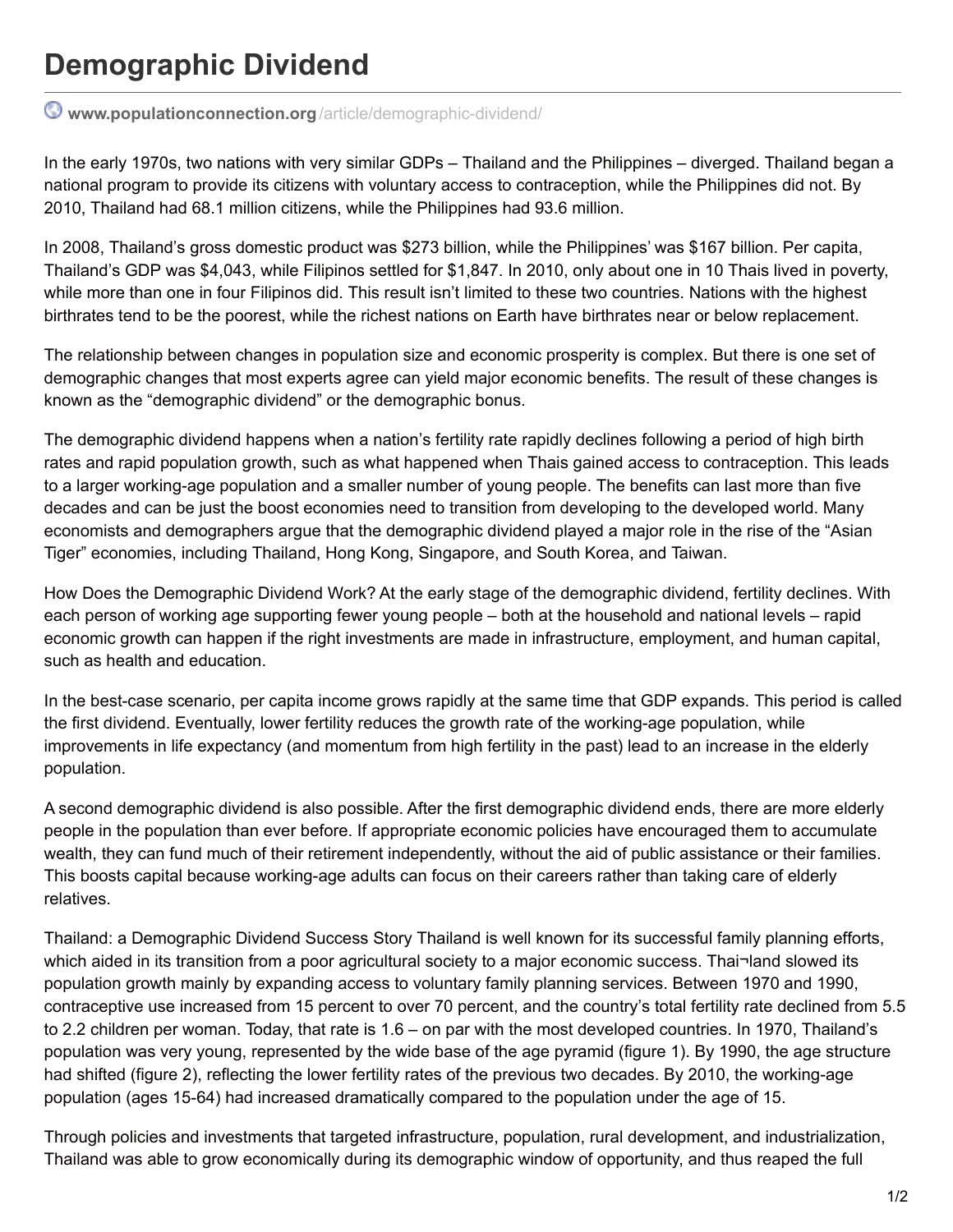# Demographic Dividend

www.populationconnection.org/article/demographic-dividend/

In the early 1970s, two nations with very similar GDPs – Thailand and the Philippines – diverged. Thailand began a national program to provide its citizens with voluntary access to contraception, while the Philippines did not. By 2010, Thailand had 68.1 million citizens, while the Philippines had 93.6 million.

In 2008, Thailand's gross domestic product was $273 billion, while the Philippines' was $167 billion. Per capita, Thailand's GDP was $4,043, while Filipinos settled for $1,847. In 2010, only about one in 10 Thais lived in poverty, while more than one in four Filipinos did. This result isn't limited to these two countries. Nations with the highest birthrates tend to be the poorest, while the richest nations on Earth have birthrates near or below replacement.

The relationship between changes in population size and economic prosperity is complex. But there is one set of demographic changes that most experts agree can yield major economic benefits. The result of these changes is known as the "demographic dividend" or the demographic bonus.

The demographic dividend happens when a nation's fertility rate rapidly declines following a period of high birth rates and rapid population growth, such as what happened when Thais gained access to contraception. This leads to a larger working-age population and a smaller number of young people. The benefits can last more than five decades and can be just the boost economies need to transition from developing to the developed world. Many economists and demographers argue that the demographic dividend played a major role in the rise of the "Asian Tiger" economies, including Thailand, Hong Kong, Singapore, and South Korea, and Taiwan.

How Does the Demographic Dividend Work? At the early stage of the demographic dividend, fertility declines. With each person of working age supporting fewer young people – both at the household and national levels – rapid economic growth can happen if the right investments are made in infrastructure, employment, and human capital, such as health and education.

In the best-case scenario, per capita income grows rapidly at the same time that GDP expands. This period is called the first dividend. Eventually, lower fertility reduces the growth rate of the working-age population, while improvements in life expectancy (and momentum from high fertility in the past) lead to an increase in the elderly population.

A second demographic dividend is also possible. After the first demographic dividend ends, there are more elderly people in the population than ever before. If appropriate economic policies have encouraged them to accumulate wealth, they can fund much of their retirement independently, without the aid of public assistance or their families. This boosts capital because working-age adults can focus on their careers rather than taking care of elderly relatives.

Thailand: a Demographic Dividend Success Story Thailand is well known for its successful family planning efforts, which aided in its transition from a poor agricultural society to a major economic success. Thai¬land slowed its population growth mainly by expanding access to voluntary family planning services. Between 1970 and 1990, contraceptive use increased from 15 percent to over 70 percent, and the country's total fertility rate declined from 5.5 to 2.2 children per woman. Today, that rate is 1.6 – on par with the most developed countries. In 1970, Thailand's population was very young, represented by the wide base of the age pyramid (figure 1). By 1990, the age structure had shifted (figure 2), reflecting the lower fertility rates of the previous two decades. By 2010, the working-age population (ages 15-64) had increased dramatically compared to the population under the age of 15.

Through policies and investments that targeted infrastructure, population, rural development, and industrialization, Thailand was able to grow economically during its demographic window of opportunity, and thus reaped the full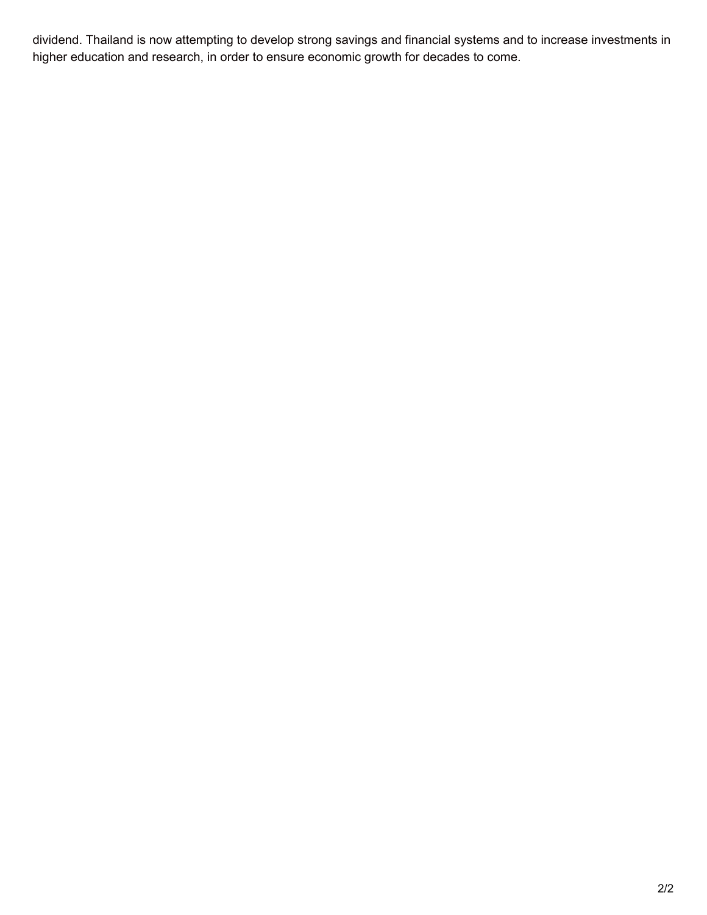dividend. Thailand is now attempting to develop strong savings and financial systems and to increase investments in higher education and research, in order to ensure economic growth for decades to come.